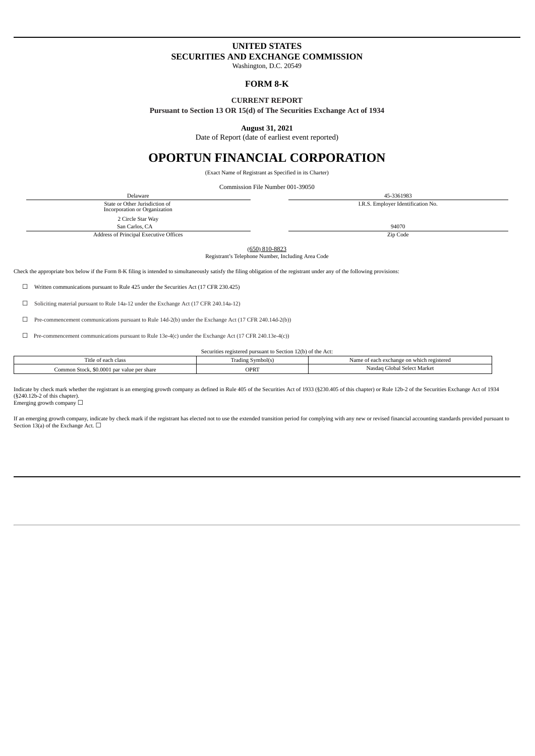# UNITED STATES
## SECURITIES AND EXCHANGE COMMISSION

Washington, D.C. 20549

## FORM 8-K

**CURRENT REPORT**

**Pursuant to Section 13 OR 15(d) of The Securities Exchange Act of 1934**

**August 31, 2021**

Date of Report (date of earliest event reported)

# OPORTUN FINANCIAL CORPORATION

(Exact Name of Registrant as Specified in its Charter)

Commission File Number 001-39050

| Delaware | 45-3361983 |
|---|---|
| State or Other Jurisdiction of Incorporation or Organization | I.R.S. Employer Identification No. |
| 2 Circle Star Way<br>San Carlos, CA | 94070 |
| Address of Principal Executive Offices | Zip Code |

(650) 810-8823

Registrant's Telephone Number, Including Area Code

Check the appropriate box below if the Form 8-K filing is intended to simultaneously satisfy the filing obligation of the registrant under any of the following provisions:

☐ Written communications pursuant to Rule 425 under the Securities Act (17 CFR 230.425)

☐ Soliciting material pursuant to Rule 14a-12 under the Exchange Act (17 CFR 240.14a-12)

☐ Pre-commencement communications pursuant to Rule 14d-2(b) under the Exchange Act (17 CFR 240.14d-2(b))

☐ Pre-commencement communications pursuant to Rule 13e-4(c) under the Exchange Act (17 CFR 240.13e-4(c))

Securities registered pursuant to Section 12(b) of the Act:

| Title of each class | Trading Symbol(s) | Name of each exchange on which registered |
|---|---|---|
| Common Stock, $0.0001 par value per share | OPRT | Nasdaq Global Select Market |

Indicate by check mark whether the registrant is an emerging growth company as defined in Rule 405 of the Securities Act of 1933 (§230.405 of this chapter) or Rule 12b-2 of the Securities Exchange Act of 1934 (§240.12b-2 of this chapter).
Emerging growth company ☐

If an emerging growth company, indicate by check mark if the registrant has elected not to use the extended transition period for complying with any new or revised financial accounting standards provided pursuant to Section 13(a) of the Exchange Act. ☐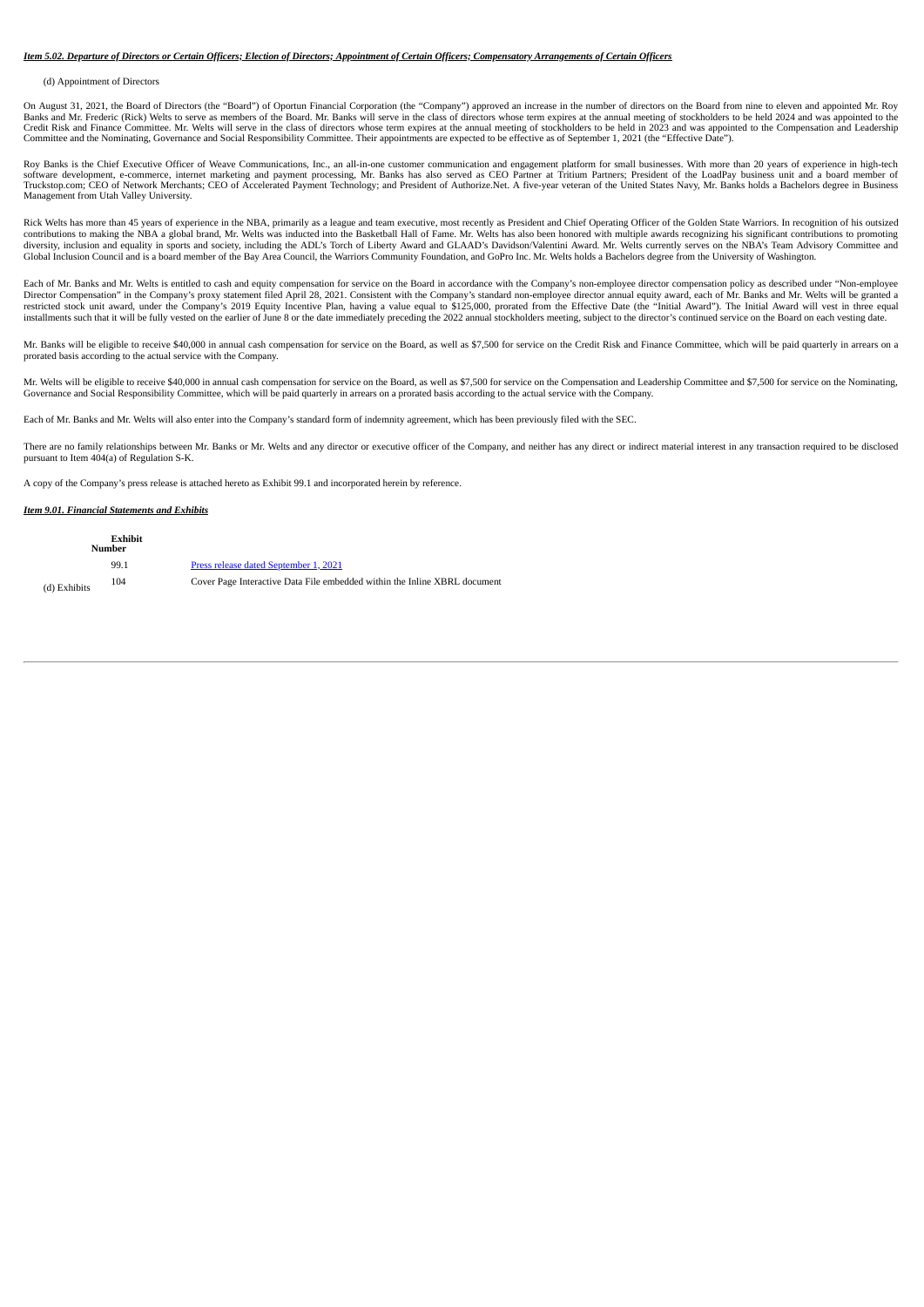***Item 5.02. Departure of Directors or Certain Officers; Election of Directors; Appointment of Certain Officers; Compensatory Arrangements of Certain Officers***

(d) Appointment of Directors

On August 31, 2021, the Board of Directors (the "Board") of Oportun Financial Corporation (the "Company") approved an increase in the number of directors on the Board from nine to eleven and appointed Mr. Roy Banks and Mr. Frederic (Rick) Welts to serve as members of the Board. Mr. Banks will serve in the class of directors whose term expires at the annual meeting of stockholders to be held 2024 and was appointed to the Credit Risk and Finance Committee. Mr. Welts will serve in the class of directors whose term expires at the annual meeting of stockholders to be held in 2023 and was appointed to the Compensation and Leadership Committee and the Nominating, Governance and Social Responsibility Committee. Their appointments are expected to be effective as of September 1, 2021 (the "Effective Date").

Roy Banks is the Chief Executive Officer of Weave Communications, Inc., an all-in-one customer communication and engagement platform for small businesses. With more than 20 years of experience in high-tech software development, e-commerce, internet marketing and payment processing, Mr. Banks has also served as CEO Partner at Tritium Partners; President of the LoadPay business unit and a board member of Truckstop.com; CEO of Network Merchants; CEO of Accelerated Payment Technology; and President of Authorize.Net. A five-year veteran of the United States Navy, Mr. Banks holds a Bachelors degree in Business Management from Utah Valley University.

Rick Welts has more than 45 years of experience in the NBA, primarily as a league and team executive, most recently as President and Chief Operating Officer of the Golden State Warriors. In recognition of his outsized contributions to making the NBA a global brand, Mr. Welts was inducted into the Basketball Hall of Fame. Mr. Welts has also been honored with multiple awards recognizing his significant contributions to promoting diversity, inclusion and equality in sports and society, including the ADL's Torch of Liberty Award and GLAAD's Davidson/Valentini Award. Mr. Welts currently serves on the NBA's Team Advisory Committee and Global Inclusion Council and is a board member of the Bay Area Council, the Warriors Community Foundation, and GoPro Inc. Mr. Welts holds a Bachelors degree from the University of Washington.

Each of Mr. Banks and Mr. Welts is entitled to cash and equity compensation for service on the Board in accordance with the Company's non-employee director compensation policy as described under "Non-employee Director Compensation" in the Company's proxy statement filed April 28, 2021. Consistent with the Company's standard non-employee director annual equity award, each of Mr. Banks and Mr. Welts will be granted a restricted stock unit award, under the Company's 2019 Equity Incentive Plan, having a value equal to $125,000, prorated from the Effective Date (the "Initial Award"). The Initial Award will vest in three equal installments such that it will be fully vested on the earlier of June 8 or the date immediately preceding the 2022 annual stockholders meeting, subject to the director's continued service on the Board on each vesting date.

Mr. Banks will be eligible to receive $40,000 in annual cash compensation for service on the Board, as well as $7,500 for service on the Credit Risk and Finance Committee, which will be paid quarterly in arrears on a prorated basis according to the actual service with the Company.

Mr. Welts will be eligible to receive $40,000 in annual cash compensation for service on the Board, as well as $7,500 for service on the Compensation and Leadership Committee and $7,500 for service on the Nominating, Governance and Social Responsibility Committee, which will be paid quarterly in arrears on a prorated basis according to the actual service with the Company.

Each of Mr. Banks and Mr. Welts will also enter into the Company's standard form of indemnity agreement, which has been previously filed with the SEC.

There are no family relationships between Mr. Banks or Mr. Welts and any director or executive officer of the Company, and neither has any direct or indirect material interest in any transaction required to be disclosed pursuant to Item 404(a) of Regulation S-K.

A copy of the Company's press release is attached hereto as Exhibit 99.1 and incorporated herein by reference.

***Item 9.01. Financial Statements and Exhibits***

(d) Exhibits

| Exhibit Number | |
|---|---|
| 99.1 | Press release dated September 1, 2021 |
| 104 | Cover Page Interactive Data File embedded within the Inline XBRL document |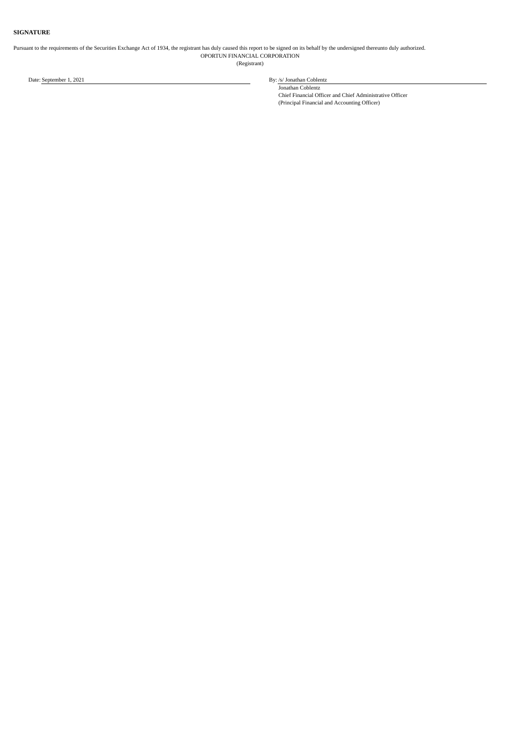**SIGNATURE**

Pursuant to the requirements of the Securities Exchange Act of 1934, the registrant has duly caused this report to be signed on its behalf by the undersigned thereunto duly authorized.

OPORTUN FINANCIAL CORPORATION
(Registrant)

Date: September 1, 2021

By: /s/ Jonathan Coblentz
Jonathan Coblentz
Chief Financial Officer and Chief Administrative Officer
(Principal Financial and Accounting Officer)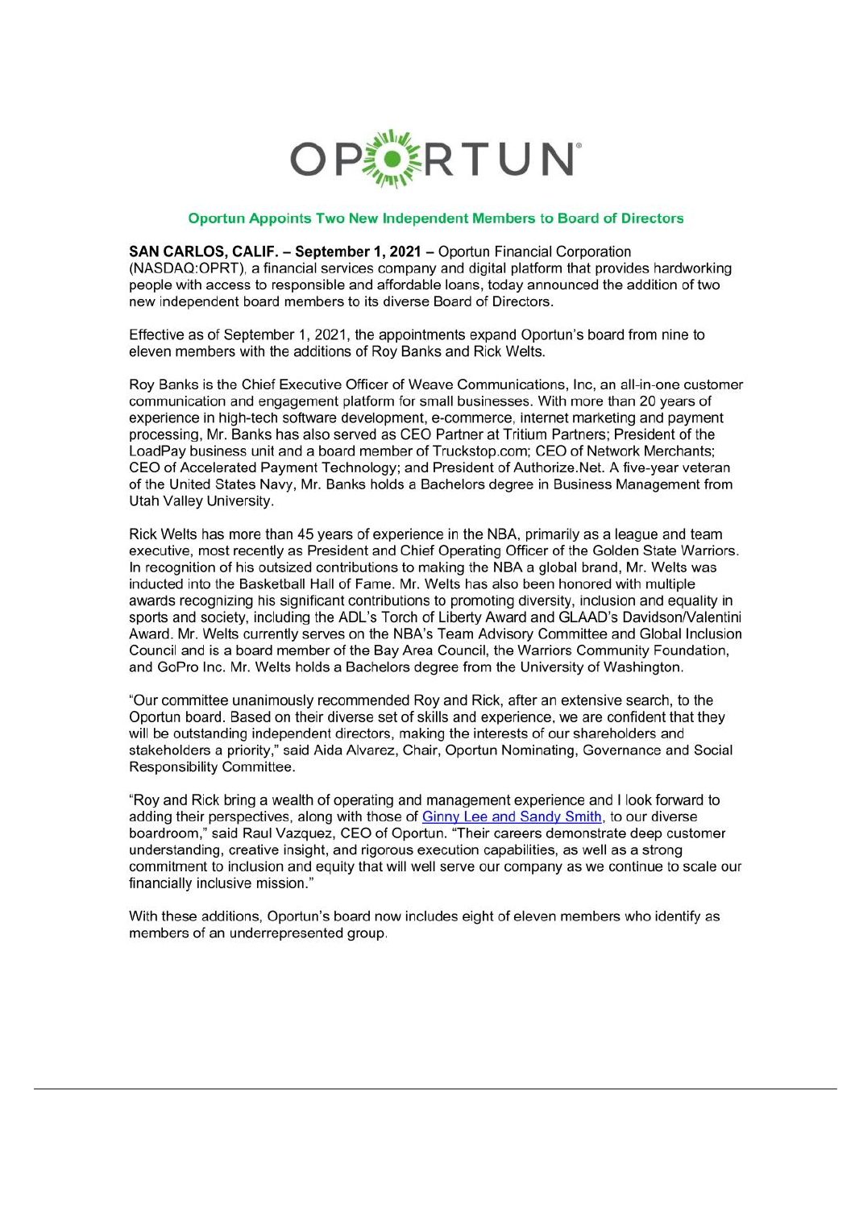OPORTUN

## Oportun Appoints Two New Independent Members to Board of Directors

**SAN CARLOS, CALIF. – September 1, 2021 –** Oportun Financial Corporation (NASDAQ:OPRT), a financial services company and digital platform that provides hardworking people with access to responsible and affordable loans, today announced the addition of two new independent board members to its diverse Board of Directors.

Effective as of September 1, 2021, the appointments expand Oportun's board from nine to eleven members with the additions of Roy Banks and Rick Welts.

Roy Banks is the Chief Executive Officer of Weave Communications, Inc, an all-in-one customer communication and engagement platform for small businesses. With more than 20 years of experience in high-tech software development, e-commerce, internet marketing and payment processing, Mr. Banks has also served as CEO Partner at Tritium Partners; President of the LoadPay business unit and a board member of Truckstop.com; CEO of Network Merchants; CEO of Accelerated Payment Technology; and President of Authorize.Net. A five-year veteran of the United States Navy, Mr. Banks holds a Bachelors degree in Business Management from Utah Valley University.

Rick Welts has more than 45 years of experience in the NBA, primarily as a league and team executive, most recently as President and Chief Operating Officer of the Golden State Warriors. In recognition of his outsized contributions to making the NBA a global brand, Mr. Welts was inducted into the Basketball Hall of Fame. Mr. Welts has also been honored with multiple awards recognizing his significant contributions to promoting diversity, inclusion and equality in sports and society, including the ADL's Torch of Liberty Award and GLAAD's Davidson/Valentini Award. Mr. Welts currently serves on the NBA's Team Advisory Committee and Global Inclusion Council and is a board member of the Bay Area Council, the Warriors Community Foundation, and GoPro Inc. Mr. Welts holds a Bachelors degree from the University of Washington.

"Our committee unanimously recommended Roy and Rick, after an extensive search, to the Oportun board. Based on their diverse set of skills and experience, we are confident that they will be outstanding independent directors, making the interests of our shareholders and stakeholders a priority," said Aida Alvarez, Chair, Oportun Nominating, Governance and Social Responsibility Committee.

"Roy and Rick bring a wealth of operating and management experience and I look forward to adding their perspectives, along with those of Ginny Lee and Sandy Smith, to our diverse boardroom," said Raul Vazquez, CEO of Oportun. "Their careers demonstrate deep customer understanding, creative insight, and rigorous execution capabilities, as well as a strong commitment to inclusion and equity that will well serve our company as we continue to scale our financially inclusive mission."

With these additions, Oportun's board now includes eight of eleven members who identify as members of an underrepresented group.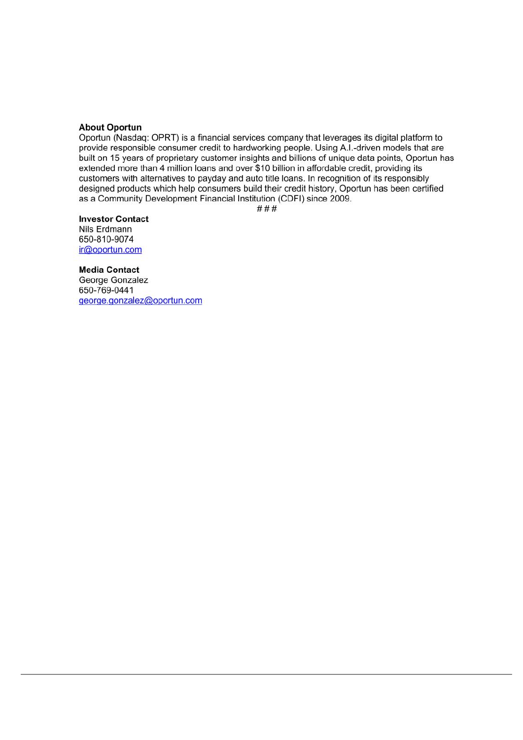**About Oportun**

Oportun (Nasdaq: OPRT) is a financial services company that leverages its digital platform to provide responsible consumer credit to hardworking people. Using A.I.-driven models that are built on 15 years of proprietary customer insights and billions of unique data points, Oportun has extended more than 4 million loans and over $10 billion in affordable credit, providing its customers with alternatives to payday and auto title loans. In recognition of its responsibly designed products which help consumers build their credit history, Oportun has been certified as a Community Development Financial Institution (CDFI) since 2009.

###

**Investor Contact**
Nils Erdmann
650-810-9074
ir@oportun.com

**Media Contact**
George Gonzalez
650-769-0441
george.gonzalez@oportun.com